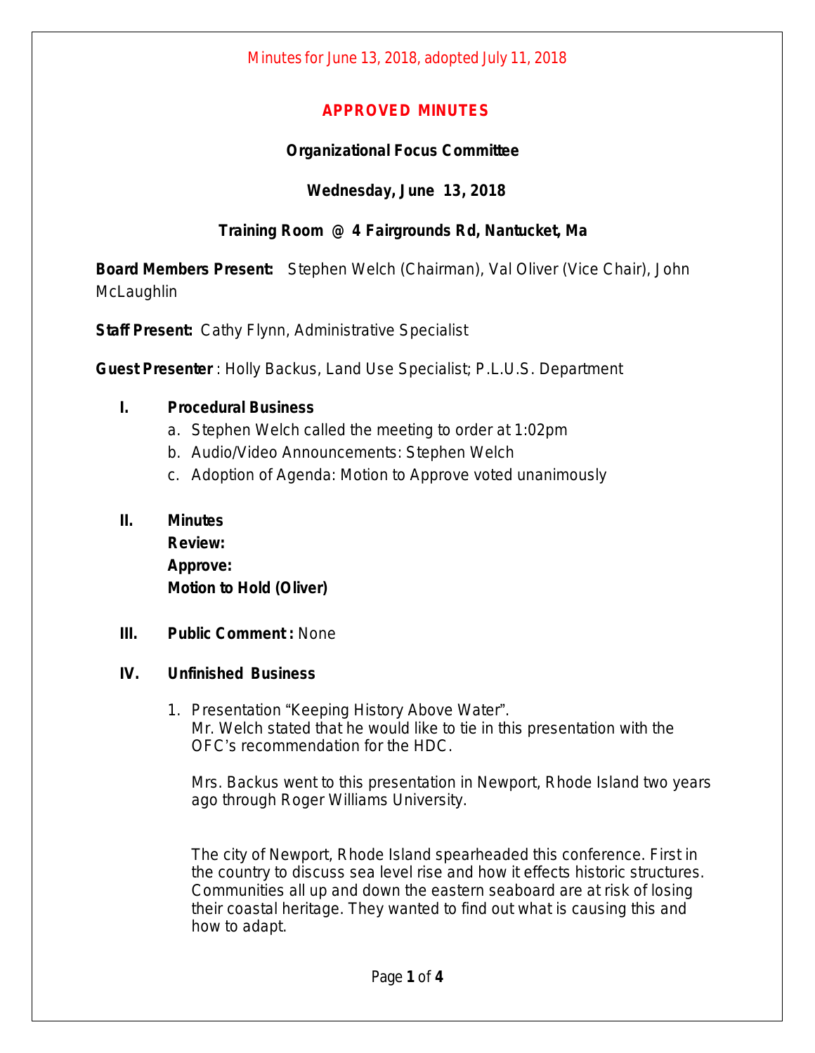Minutes for June 13, 2018, adopted July 11, 2018

# APPROVED MINUTES

## Organizational Focus Committee

### Wednesday, June 13, 2018

### Training Room @ 4 Fairgrounds Rd, Nantucket, Ma

**Board Members Present:** Stephen Welch (Chairman), Val Oliver (Vice Chair), John McLaughlin

**Staff Present:** Cathy Flynn, Administrative Specialist

**Guest Presenter** : Holly Backus, Land Use Specialist; P.L.U.S. Department

**I. Procedural Business**

a. Stephen Welch called the meeting to order at 1:02pm
b. Audio/Video Announcements: Stephen Welch
c. Adoption of Agenda: Motion to Approve voted unanimously

**II. Minutes**
**Review:**
**Approve:**
**Motion to Hold (Oliver)**

**III. Public Comment :** None

**IV. Unfinished Business**

1. Presentation "Keeping History Above Water".
   Mr. Welch stated that he would like to tie in this presentation with the OFC's recommendation for the HDC.

   Mrs. Backus went to this presentation in Newport, Rhode Island two years ago through Roger Williams University.

   The city of Newport, Rhode Island spearheaded this conference. First in the country to discuss sea level rise and how it effects historic structures. Communities all up and down the eastern seaboard are at risk of losing their coastal heritage. They wanted to find out what is causing this and how to adapt.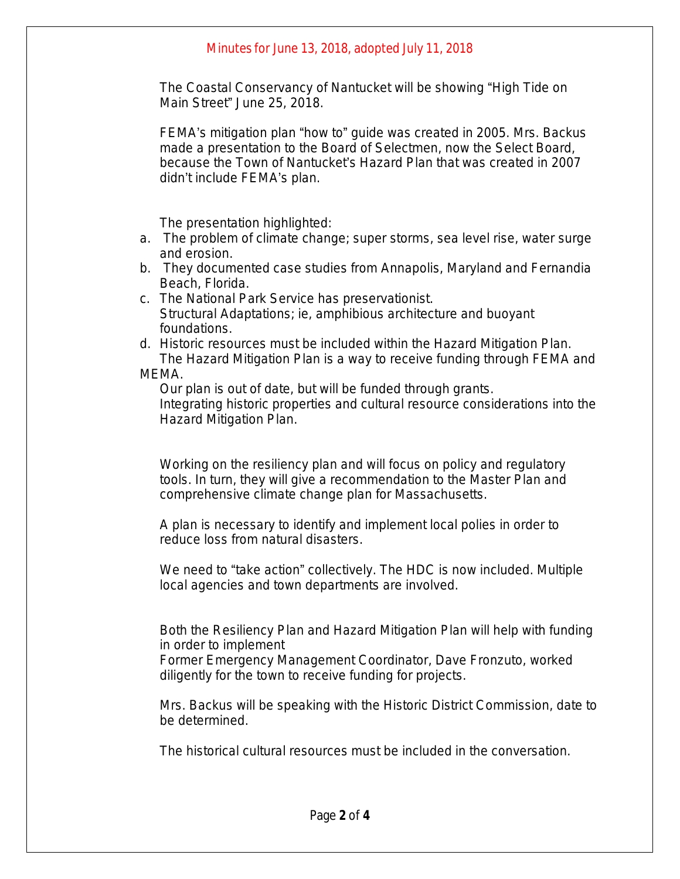Minutes for June 13, 2018, adopted July 11, 2018

The Coastal Conservancy of Nantucket will be showing "High Tide on Main Street" June 25, 2018.

FEMA's mitigation plan "how to" guide was created in 2005. Mrs. Backus made a presentation to the Board of Selectmen, now the Select Board, because the Town of Nantucket's Hazard Plan that was created in 2007 didn't include FEMA's plan.

The presentation highlighted:

a. The problem of climate change; super storms, sea level rise, water surge and erosion.
b. They documented case studies from Annapolis, Maryland and Fernandia Beach, Florida.
c. The National Park Service has preservationist.
   Structural Adaptations; ie, amphibious architecture and buoyant foundations.
d. Historic resources must be included within the Hazard Mitigation Plan.
   The Hazard Mitigation Plan is a way to receive funding through FEMA and MEMA.
   Our plan is out of date, but will be funded through grants.
   Integrating historic properties and cultural resource considerations into the Hazard Mitigation Plan.

Working on the resiliency plan and will focus on policy and regulatory tools. In turn, they will give a recommendation to the Master Plan and comprehensive climate change plan for Massachusetts.

A plan is necessary to identify and implement local polies in order to reduce loss from natural disasters.

We need to "take action" collectively. The HDC is now included. Multiple local agencies and town departments are involved.

Both the Resiliency Plan and Hazard Mitigation Plan will help with funding in order to implement
Former Emergency Management Coordinator, Dave Fronzuto, worked diligently for the town to receive funding for projects.

Mrs. Backus will be speaking with the Historic District Commission, date to be determined.

The historical cultural resources must be included in the conversation.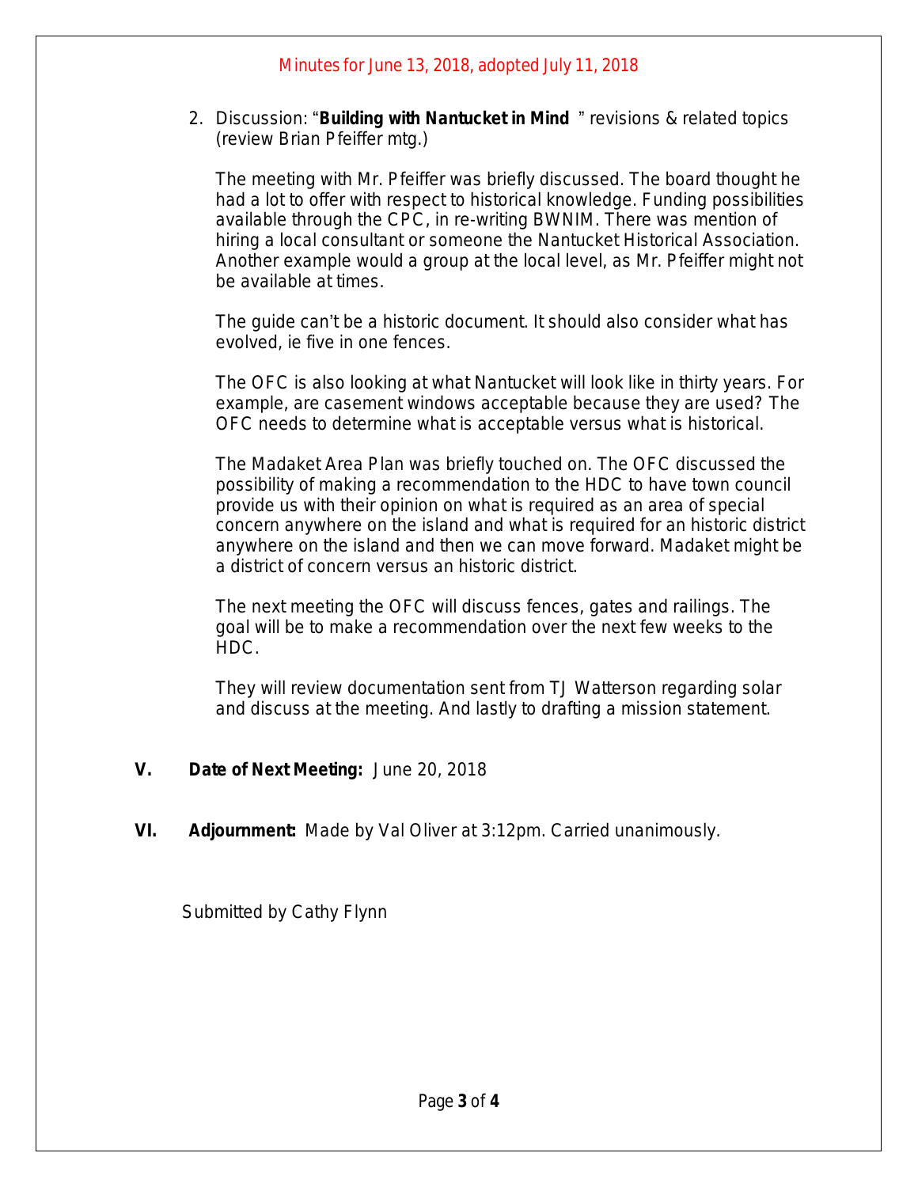Minutes for June 13, 2018, adopted July 11, 2018

2. Discussion: "**Building with Nantucket in Mind** " revisions & related topics (review Brian Pfeiffer mtg.)

   The meeting with Mr. Pfeiffer was briefly discussed. The board thought he had a lot to offer with respect to historical knowledge. Funding possibilities available through the CPC, in re-writing BWNIM. There was mention of hiring a local consultant or someone the Nantucket Historical Association. Another example would a group at the local level, as Mr. Pfeiffer might not be available at times.

   The guide can't be a historic document. It should also consider what has evolved, ie five in one fences.

   The OFC is also looking at what Nantucket will look like in thirty years. For example, are casement windows acceptable because they are used? The OFC needs to determine what is acceptable versus what is historical.

   The Madaket Area Plan was briefly touched on. The OFC discussed the possibility of making a recommendation to the HDC to have town council provide us with their opinion on what is required as an area of special concern anywhere on the island and what is required for an historic district anywhere on the island and then we can move forward. Madaket might be a district of concern versus an historic district.

   The next meeting the OFC will discuss fences, gates and railings. The goal will be to make a recommendation over the next few weeks to the HDC.

   They will review documentation sent from TJ Watterson regarding solar and discuss at the meeting. And lastly to drafting a mission statement.

**V. Date of Next Meeting:** June 20, 2018

**VI. Adjournment:** Made by Val Oliver at 3:12pm. Carried unanimously.

Submitted by Cathy Flynn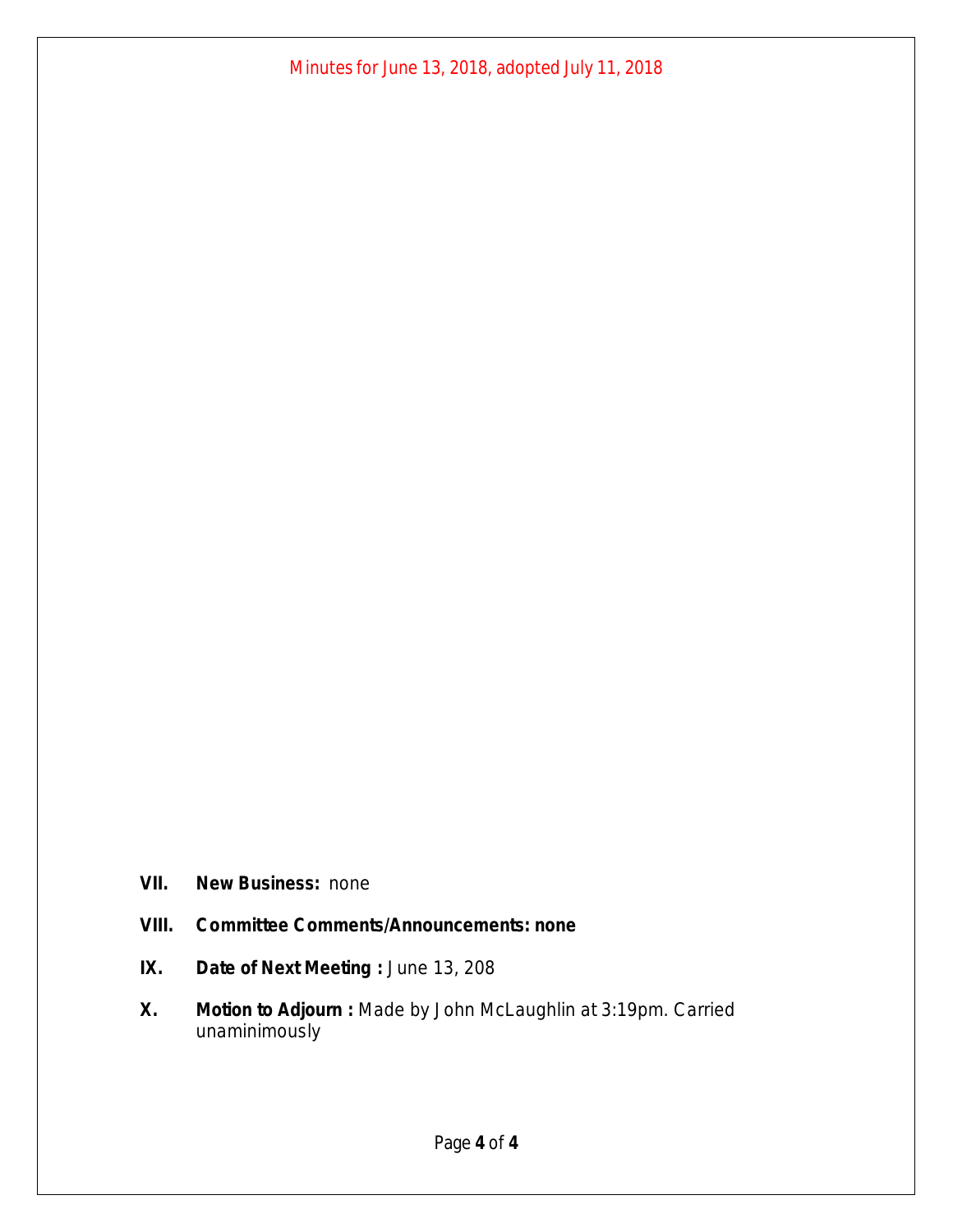Minutes for June 13, 2018, adopted July 11, 2018

**VII. New Business:** none

**VIII. Committee Comments/Announcements: none**

**IX. Date of Next Meeting :** June 13, 208

**X. Motion to Adjourn :** Made by John McLaughlin at 3:19pm. Carried unaminimously